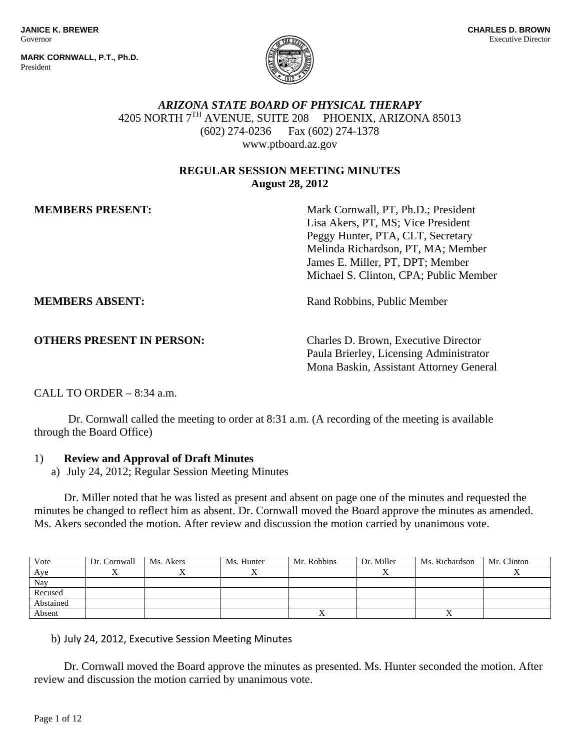**JANICE K. BREWER**
Governor

**MARK CORNWALL, P.T., Ph.D.**
President

**CHARLES D. BROWN**
Executive Director

# *ARIZONA STATE BOARD OF PHYSICAL THERAPY*

4205 NORTH 7TH AVENUE, SUITE 208 PHOENIX, ARIZONA 85013
(602) 274-0236 Fax (602) 274-1378
www.ptboard.az.gov

## REGULAR SESSION MEETING MINUTES
**August 28, 2012**

**MEMBERS PRESENT:**
Mark Cornwall, PT, Ph.D.; President
Lisa Akers, PT, MS; Vice President
Peggy Hunter, PTA, CLT, Secretary
Melinda Richardson, PT, MA; Member
James E. Miller, PT, DPT; Member
Michael S. Clinton, CPA; Public Member

**MEMBERS ABSENT:**
Rand Robbins, Public Member

**OTHERS PRESENT IN PERSON:**
Charles D. Brown, Executive Director
Paula Brierley, Licensing Administrator
Mona Baskin, Assistant Attorney General

CALL TO ORDER – 8:34 a.m.

Dr. Cornwall called the meeting to order at 8:31 a.m. (A recording of the meeting is available through the Board Office)

1) **Review and Approval of Draft Minutes**

a) July 24, 2012; Regular Session Meeting Minutes

Dr. Miller noted that he was listed as present and absent on page one of the minutes and requested the minutes be changed to reflect him as absent. Dr. Cornwall moved the Board approve the minutes as amended. Ms. Akers seconded the motion. After review and discussion the motion carried by unanimous vote.

| Vote | Dr. Cornwall | Ms. Akers | Ms. Hunter | Mr. Robbins | Dr. Miller | Ms. Richardson | Mr. Clinton |
|---|---|---|---|---|---|---|---|
| Aye | X | X | X | | X | | X |
| Nay | | | | | | | |
| Recused | | | | | | | |
| Abstained | | | | | | | |
| Absent | | | | X | | X | |

b) July 24, 2012, Executive Session Meeting Minutes

Dr. Cornwall moved the Board approve the minutes as presented. Ms. Hunter seconded the motion. After review and discussion the motion carried by unanimous vote.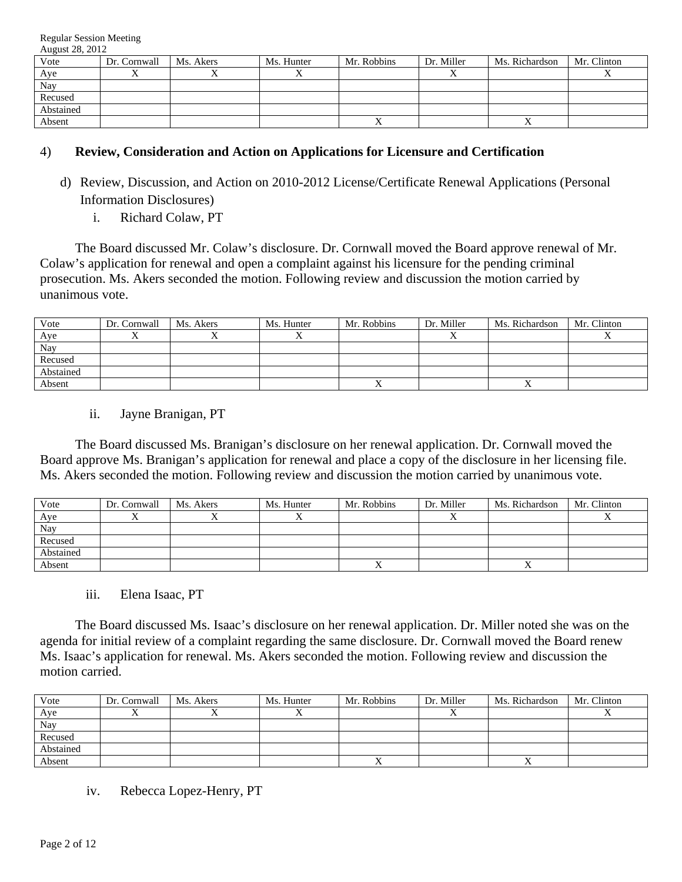| Vote | Dr. Cornwall | Ms. Akers | Ms. Hunter | Mr. Robbins | Dr. Miller | Ms. Richardson | Mr. Clinton |
|---|---|---|---|---|---|---|---|
| Aye | X | X | X | | X | | X |
| Nay | | | | | | | |
| Recused | | | | | | | |
| Abstained | | | | | | | |
| Absent | | | | X | | X | |

4) **Review, Consideration and Action on Applications for Licensure and Certification**

d) Review, Discussion, and Action on 2010-2012 License/Certificate Renewal Applications (Personal Information Disclosures)

i. Richard Colaw, PT

The Board discussed Mr. Colaw's disclosure. Dr. Cornwall moved the Board approve renewal of Mr. Colaw's application for renewal and open a complaint against his licensure for the pending criminal prosecution. Ms. Akers seconded the motion. Following review and discussion the motion carried by unanimous vote.

| Vote | Dr. Cornwall | Ms. Akers | Ms. Hunter | Mr. Robbins | Dr. Miller | Ms. Richardson | Mr. Clinton |
|---|---|---|---|---|---|---|---|
| Aye | X | X | X | | X | | X |
| Nay | | | | | | | |
| Recused | | | | | | | |
| Abstained | | | | | | | |
| Absent | | | | X | | X | |

ii. Jayne Branigan, PT

The Board discussed Ms. Branigan's disclosure on her renewal application. Dr. Cornwall moved the Board approve Ms. Branigan's application for renewal and place a copy of the disclosure in her licensing file. Ms. Akers seconded the motion. Following review and discussion the motion carried by unanimous vote.

| Vote | Dr. Cornwall | Ms. Akers | Ms. Hunter | Mr. Robbins | Dr. Miller | Ms. Richardson | Mr. Clinton |
|---|---|---|---|---|---|---|---|
| Aye | X | X | X | | X | | X |
| Nay | | | | | | | |
| Recused | | | | | | | |
| Abstained | | | | | | | |
| Absent | | | | X | | X | |

iii. Elena Isaac, PT

The Board discussed Ms. Isaac's disclosure on her renewal application. Dr. Miller noted she was on the agenda for initial review of a complaint regarding the same disclosure. Dr. Cornwall moved the Board renew Ms. Isaac's application for renewal. Ms. Akers seconded the motion. Following review and discussion the motion carried.

| Vote | Dr. Cornwall | Ms. Akers | Ms. Hunter | Mr. Robbins | Dr. Miller | Ms. Richardson | Mr. Clinton |
|---|---|---|---|---|---|---|---|
| Aye | X | X | X | | X | | X |
| Nay | | | | | | | |
| Recused | | | | | | | |
| Abstained | | | | | | | |
| Absent | | | | X | | X | |

iv. Rebecca Lopez-Henry, PT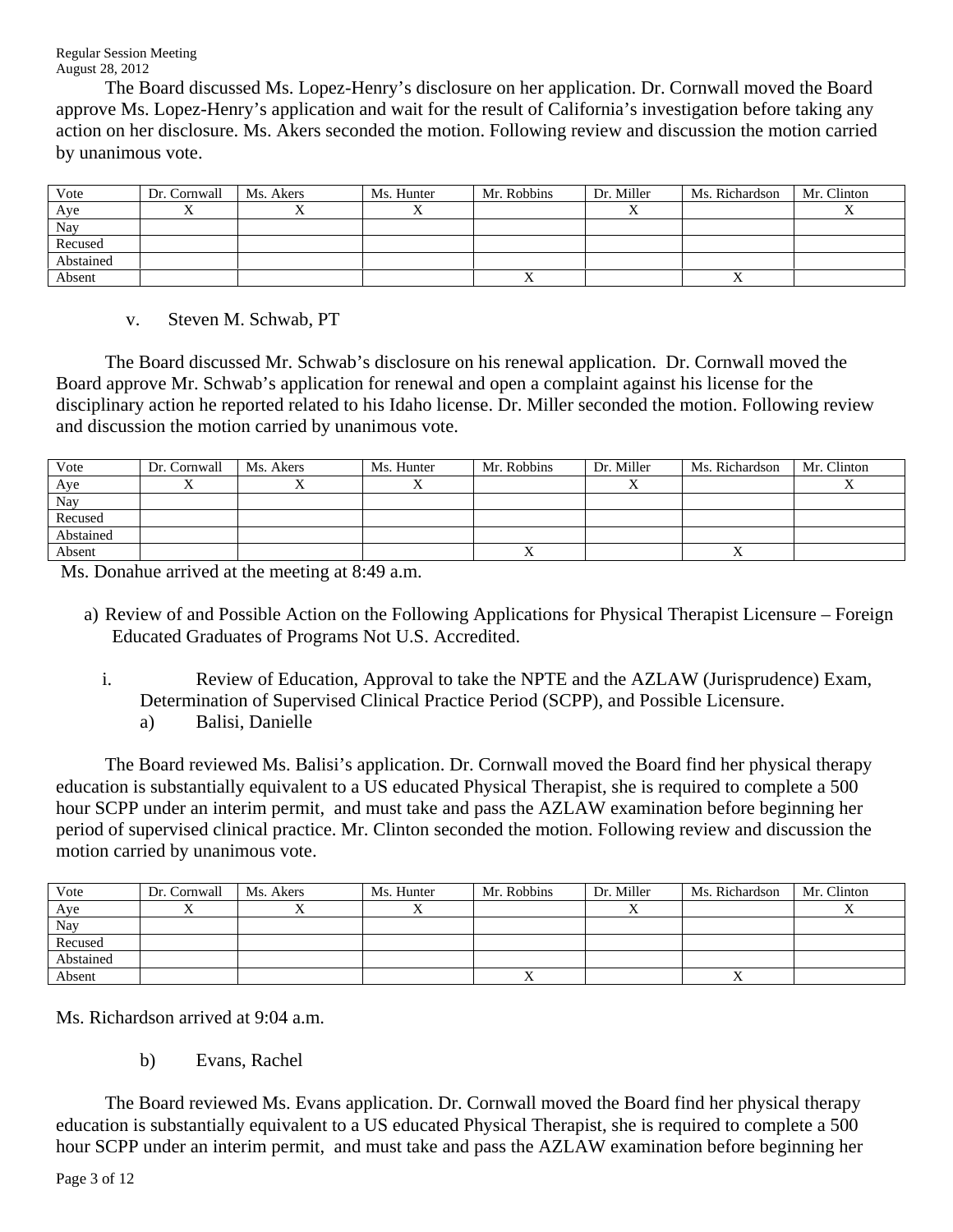The Board discussed Ms. Lopez-Henry's disclosure on her application. Dr. Cornwall moved the Board approve Ms. Lopez-Henry's application and wait for the result of California's investigation before taking any action on her disclosure. Ms. Akers seconded the motion. Following review and discussion the motion carried by unanimous vote.

| Vote | Dr. Cornwall | Ms. Akers | Ms. Hunter | Mr. Robbins | Dr. Miller | Ms. Richardson | Mr. Clinton |
|---|---|---|---|---|---|---|---|
| Aye | X | X | X | | X | | X |
| Nay | | | | | | | |
| Recused | | | | | | | |
| Abstained | | | | | | | |
| Absent | | | | X | | X | |

v. Steven M. Schwab, PT

The Board discussed Mr. Schwab's disclosure on his renewal application. Dr. Cornwall moved the Board approve Mr. Schwab's application for renewal and open a complaint against his license for the disciplinary action he reported related to his Idaho license. Dr. Miller seconded the motion. Following review and discussion the motion carried by unanimous vote.

| Vote | Dr. Cornwall | Ms. Akers | Ms. Hunter | Mr. Robbins | Dr. Miller | Ms. Richardson | Mr. Clinton |
|---|---|---|---|---|---|---|---|
| Aye | X | X | X | | X | | X |
| Nay | | | | | | | |
| Recused | | | | | | | |
| Abstained | | | | | | | |
| Absent | | | | X | | X | |

Ms. Donahue arrived at the meeting at 8:49 a.m.

a) Review of and Possible Action on the Following Applications for Physical Therapist Licensure – Foreign Educated Graduates of Programs Not U.S. Accredited.

i. Review of Education, Approval to take the NPTE and the AZLAW (Jurisprudence) Exam, Determination of Supervised Clinical Practice Period (SCPP), and Possible Licensure.

a) Balisi, Danielle

The Board reviewed Ms. Balisi's application. Dr. Cornwall moved the Board find her physical therapy education is substantially equivalent to a US educated Physical Therapist, she is required to complete a 500 hour SCPP under an interim permit, and must take and pass the AZLAW examination before beginning her period of supervised clinical practice. Mr. Clinton seconded the motion. Following review and discussion the motion carried by unanimous vote.

| Vote | Dr. Cornwall | Ms. Akers | Ms. Hunter | Mr. Robbins | Dr. Miller | Ms. Richardson | Mr. Clinton |
|---|---|---|---|---|---|---|---|
| Aye | X | X | X | | X | | X |
| Nay | | | | | | | |
| Recused | | | | | | | |
| Abstained | | | | | | | |
| Absent | | | | X | | X | |

Ms. Richardson arrived at 9:04 a.m.

b) Evans, Rachel

The Board reviewed Ms. Evans application. Dr. Cornwall moved the Board find her physical therapy education is substantially equivalent to a US educated Physical Therapist, she is required to complete a 500 hour SCPP under an interim permit, and must take and pass the AZLAW examination before beginning her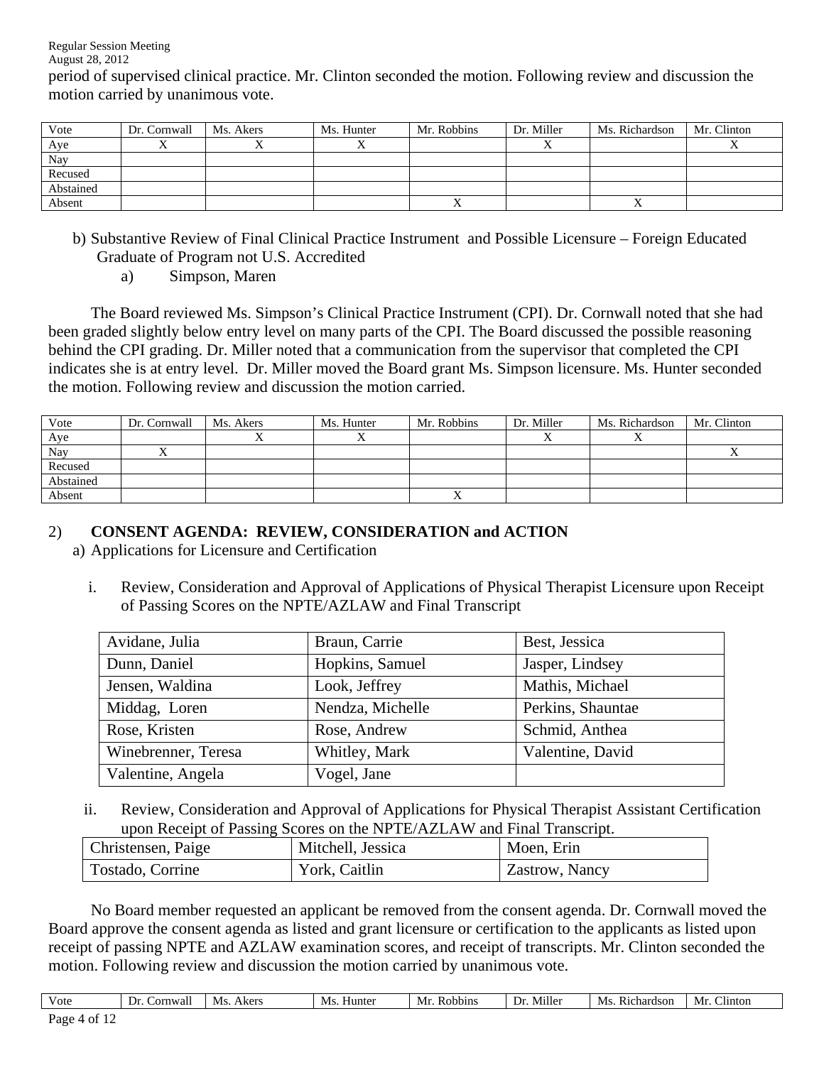period of supervised clinical practice. Mr. Clinton seconded the motion. Following review and discussion the motion carried by unanimous vote.

| Vote | Dr. Cornwall | Ms. Akers | Ms. Hunter | Mr. Robbins | Dr. Miller | Ms. Richardson | Mr. Clinton |
|---|---|---|---|---|---|---|---|
| Aye | X | X | X | | X | | X |
| Nay | | | | | | | |
| Recused | | | | | | | |
| Abstained | | | | | | | |
| Absent | | | | X | | X | |

b) Substantive Review of Final Clinical Practice Instrument and Possible Licensure – Foreign Educated Graduate of Program not U.S. Accredited

a) Simpson, Maren

The Board reviewed Ms. Simpson's Clinical Practice Instrument (CPI). Dr. Cornwall noted that she had been graded slightly below entry level on many parts of the CPI. The Board discussed the possible reasoning behind the CPI grading. Dr. Miller noted that a communication from the supervisor that completed the CPI indicates she is at entry level. Dr. Miller moved the Board grant Ms. Simpson licensure. Ms. Hunter seconded the motion. Following review and discussion the motion carried.

| Vote | Dr. Cornwall | Ms. Akers | Ms. Hunter | Mr. Robbins | Dr. Miller | Ms. Richardson | Mr. Clinton |
|---|---|---|---|---|---|---|---|
| Aye | | X | X | | X | X | |
| Nay | X | | | | | | X |
| Recused | | | | | | | |
| Abstained | | | | | | | |
| Absent | | | | X | | | |

## 2) CONSENT AGENDA: REVIEW, CONSIDERATION and ACTION

a) Applications for Licensure and Certification

i. Review, Consideration and Approval of Applications of Physical Therapist Licensure upon Receipt of Passing Scores on the NPTE/AZLAW and Final Transcript

| Avidane, Julia | Braun, Carrie | Best, Jessica |
|---|---|---|
| Dunn, Daniel | Hopkins, Samuel | Jasper, Lindsey |
| Jensen, Waldina | Look, Jeffrey | Mathis, Michael |
| Middag, Loren | Nendza, Michelle | Perkins, Shauntae |
| Rose, Kristen | Rose, Andrew | Schmid, Anthea |
| Winebrenner, Teresa | Whitley, Mark | Valentine, David |
| Valentine, Angela | Vogel, Jane | |

ii. Review, Consideration and Approval of Applications for Physical Therapist Assistant Certification upon Receipt of Passing Scores on the NPTE/AZLAW and Final Transcript.

| Christensen, Paige | Mitchell, Jessica | Moen, Erin |
|---|---|---|
| Tostado, Corrine | York, Caitlin | Zastrow, Nancy |

No Board member requested an applicant be removed from the consent agenda. Dr. Cornwall moved the Board approve the consent agenda as listed and grant licensure or certification to the applicants as listed upon receipt of passing NPTE and AZLAW examination scores, and receipt of transcripts. Mr. Clinton seconded the motion. Following review and discussion the motion carried by unanimous vote.

| Vote | Dr. Cornwall | Ms. Akers | Ms. Hunter | Mr. Robbins | Dr. Miller | Ms. Richardson | Mr. Clinton |
|---|---|---|---|---|---|---|---|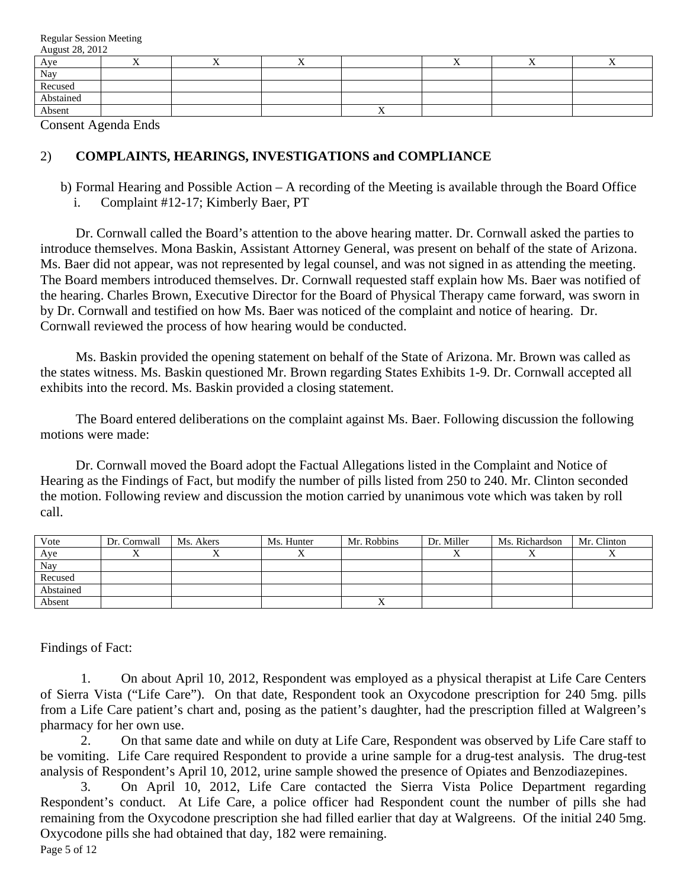| Aye | X | X | X | | X | X | X |
|---|---|---|---|---|---|---|---|
| Nay | | | | | | | |
| Recused | | | | | | | |
| Abstained | | | | | | | |
| Absent | | | | X | | | |

Consent Agenda Ends

## 2) COMPLAINTS, HEARINGS, INVESTIGATIONS and COMPLIANCE

b) Formal Hearing and Possible Action – A recording of the Meeting is available through the Board Office

i. Complaint #12-17; Kimberly Baer, PT

Dr. Cornwall called the Board's attention to the above hearing matter. Dr. Cornwall asked the parties to introduce themselves. Mona Baskin, Assistant Attorney General, was present on behalf of the state of Arizona. Ms. Baer did not appear, was not represented by legal counsel, and was not signed in as attending the meeting. The Board members introduced themselves. Dr. Cornwall requested staff explain how Ms. Baer was notified of the hearing. Charles Brown, Executive Director for the Board of Physical Therapy came forward, was sworn in by Dr. Cornwall and testified on how Ms. Baer was noticed of the complaint and notice of hearing. Dr. Cornwall reviewed the process of how hearing would be conducted.

Ms. Baskin provided the opening statement on behalf of the State of Arizona. Mr. Brown was called as the states witness. Ms. Baskin questioned Mr. Brown regarding States Exhibits 1-9. Dr. Cornwall accepted all exhibits into the record. Ms. Baskin provided a closing statement.

The Board entered deliberations on the complaint against Ms. Baer. Following discussion the following motions were made:

Dr. Cornwall moved the Board adopt the Factual Allegations listed in the Complaint and Notice of Hearing as the Findings of Fact, but modify the number of pills listed from 250 to 240. Mr. Clinton seconded the motion. Following review and discussion the motion carried by unanimous vote which was taken by roll call.

| Vote | Dr. Cornwall | Ms. Akers | Ms. Hunter | Mr. Robbins | Dr. Miller | Ms. Richardson | Mr. Clinton |
|---|---|---|---|---|---|---|---|
| Aye | X | X | X | | X | X | X |
| Nay | | | | | | | |
| Recused | | | | | | | |
| Abstained | | | | | | | |
| Absent | | | | X | | | |

Findings of Fact:

1. On about April 10, 2012, Respondent was employed as a physical therapist at Life Care Centers of Sierra Vista ("Life Care"). On that date, Respondent took an Oxycodone prescription for 240 5mg. pills from a Life Care patient's chart and, posing as the patient's daughter, had the prescription filled at Walgreen's pharmacy for her own use.

2. On that same date and while on duty at Life Care, Respondent was observed by Life Care staff to be vomiting. Life Care required Respondent to provide a urine sample for a drug-test analysis. The drug-test analysis of Respondent's April 10, 2012, urine sample showed the presence of Opiates and Benzodiazepines.

3. On April 10, 2012, Life Care contacted the Sierra Vista Police Department regarding Respondent's conduct. At Life Care, a police officer had Respondent count the number of pills she had remaining from the Oxycodone prescription she had filled earlier that day at Walgreens. Of the initial 240 5mg. Oxycodone pills she had obtained that day, 182 were remaining.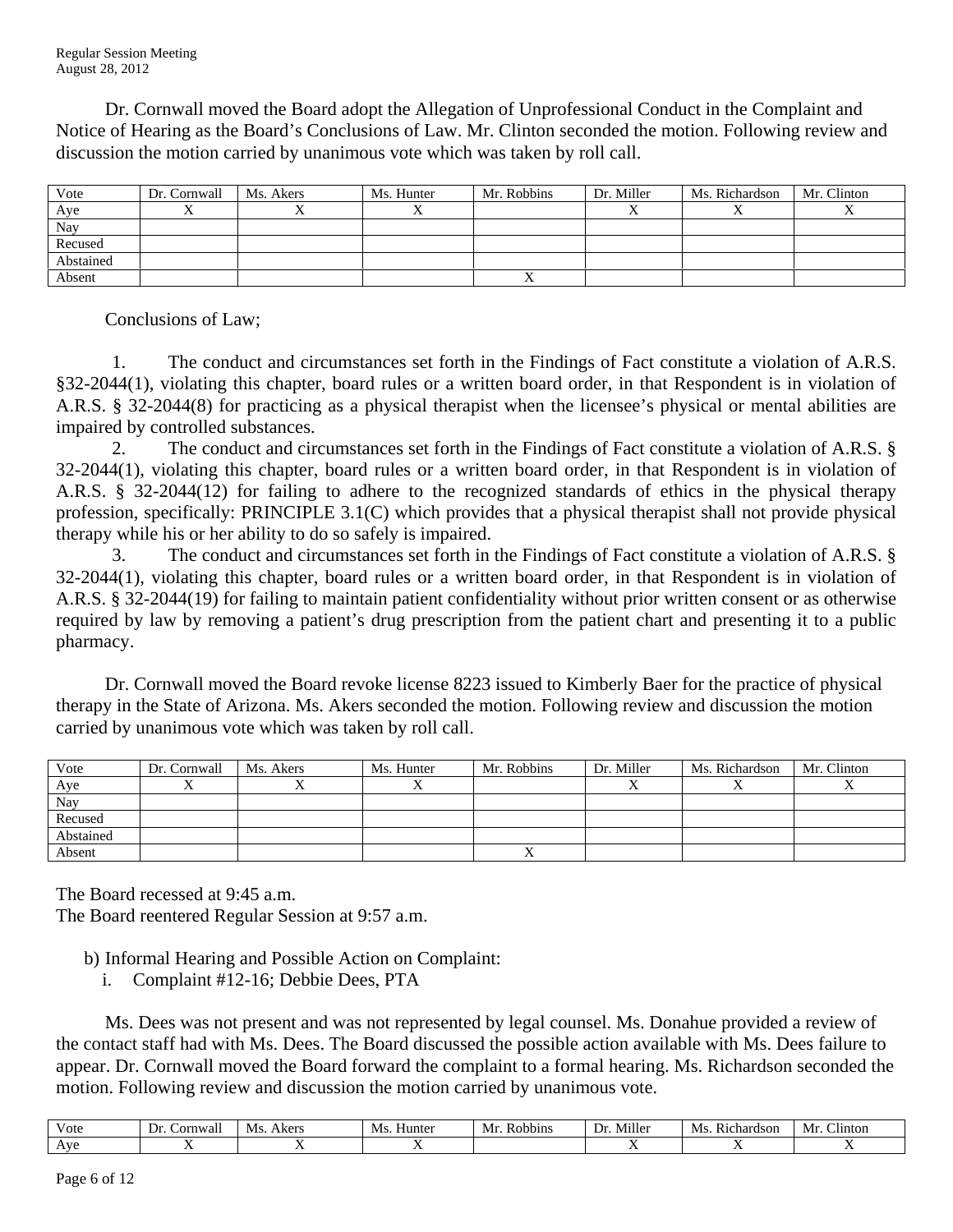Dr. Cornwall moved the Board adopt the Allegation of Unprofessional Conduct in the Complaint and Notice of Hearing as the Board's Conclusions of Law. Mr. Clinton seconded the motion. Following review and discussion the motion carried by unanimous vote which was taken by roll call.

| Vote | Dr. Cornwall | Ms. Akers | Ms. Hunter | Mr. Robbins | Dr. Miller | Ms. Richardson | Mr. Clinton |
|---|---|---|---|---|---|---|---|
| Aye | X | X | X | | X | X | X |
| Nay | | | | | | | |
| Recused | | | | | | | |
| Abstained | | | | | | | |
| Absent | | | | X | | | |

Conclusions of Law;

1. The conduct and circumstances set forth in the Findings of Fact constitute a violation of A.R.S. §32-2044(1), violating this chapter, board rules or a written board order, in that Respondent is in violation of A.R.S. § 32-2044(8) for practicing as a physical therapist when the licensee's physical or mental abilities are impaired by controlled substances.

2. The conduct and circumstances set forth in the Findings of Fact constitute a violation of A.R.S. § 32-2044(1), violating this chapter, board rules or a written board order, in that Respondent is in violation of A.R.S. § 32-2044(12) for failing to adhere to the recognized standards of ethics in the physical therapy profession, specifically: PRINCIPLE 3.1(C) which provides that a physical therapist shall not provide physical therapy while his or her ability to do so safely is impaired.

3. The conduct and circumstances set forth in the Findings of Fact constitute a violation of A.R.S. § 32-2044(1), violating this chapter, board rules or a written board order, in that Respondent is in violation of A.R.S. § 32-2044(19) for failing to maintain patient confidentiality without prior written consent or as otherwise required by law by removing a patient's drug prescription from the patient chart and presenting it to a public pharmacy.

Dr. Cornwall moved the Board revoke license 8223 issued to Kimberly Baer for the practice of physical therapy in the State of Arizona. Ms. Akers seconded the motion. Following review and discussion the motion carried by unanimous vote which was taken by roll call.

| Vote | Dr. Cornwall | Ms. Akers | Ms. Hunter | Mr. Robbins | Dr. Miller | Ms. Richardson | Mr. Clinton |
|---|---|---|---|---|---|---|---|
| Aye | X | X | X | | X | X | X |
| Nay | | | | | | | |
| Recused | | | | | | | |
| Abstained | | | | | | | |
| Absent | | | | X | | | |

The Board recessed at 9:45 a.m.
The Board reentered Regular Session at 9:57 a.m.

b) Informal Hearing and Possible Action on Complaint:
   i. Complaint #12-16; Debbie Dees, PTA

Ms. Dees was not present and was not represented by legal counsel. Ms. Donahue provided a review of the contact staff had with Ms. Dees. The Board discussed the possible action available with Ms. Dees failure to appear. Dr. Cornwall moved the Board forward the complaint to a formal hearing. Ms. Richardson seconded the motion. Following review and discussion the motion carried by unanimous vote.

| Vote | Dr. Cornwall | Ms. Akers | Ms. Hunter | Mr. Robbins | Dr. Miller | Ms. Richardson | Mr. Clinton |
|---|---|---|---|---|---|---|---|
| Aye | X | X | X | | X | X | X |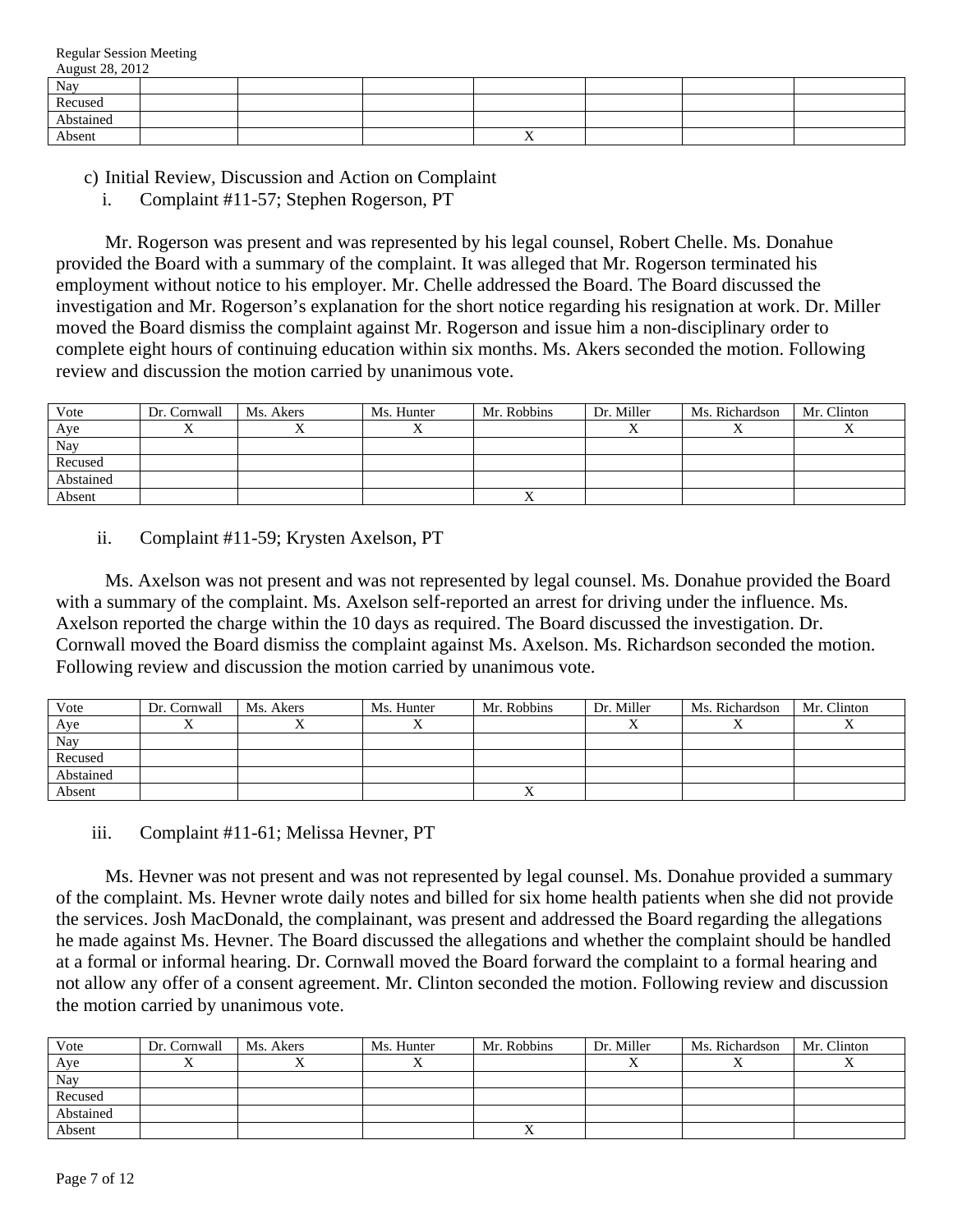| Nay | | | | | | | |
|---|---|---|---|---|---|---|---|
| Recused | | | | | | | |
| Abstained | | | | | | | |
| Absent | | | | X | | | |

c) Initial Review, Discussion and Action on Complaint

i. Complaint #11-57; Stephen Rogerson, PT

Mr. Rogerson was present and was represented by his legal counsel, Robert Chelle. Ms. Donahue provided the Board with a summary of the complaint. It was alleged that Mr. Rogerson terminated his employment without notice to his employer. Mr. Chelle addressed the Board. The Board discussed the investigation and Mr. Rogerson's explanation for the short notice regarding his resignation at work. Dr. Miller moved the Board dismiss the complaint against Mr. Rogerson and issue him a non-disciplinary order to complete eight hours of continuing education within six months. Ms. Akers seconded the motion. Following review and discussion the motion carried by unanimous vote.

| Vote | Dr. Cornwall | Ms. Akers | Ms. Hunter | Mr. Robbins | Dr. Miller | Ms. Richardson | Mr. Clinton |
|---|---|---|---|---|---|---|---|
| Aye | X | X | X | | X | X | X |
| Nay | | | | | | | |
| Recused | | | | | | | |
| Abstained | | | | | | | |
| Absent | | | | X | | | |

ii. Complaint #11-59; Krysten Axelson, PT

Ms. Axelson was not present and was not represented by legal counsel. Ms. Donahue provided the Board with a summary of the complaint. Ms. Axelson self-reported an arrest for driving under the influence. Ms. Axelson reported the charge within the 10 days as required. The Board discussed the investigation. Dr. Cornwall moved the Board dismiss the complaint against Ms. Axelson. Ms. Richardson seconded the motion. Following review and discussion the motion carried by unanimous vote.

| Vote | Dr. Cornwall | Ms. Akers | Ms. Hunter | Mr. Robbins | Dr. Miller | Ms. Richardson | Mr. Clinton |
|---|---|---|---|---|---|---|---|
| Aye | X | X | X | | X | X | X |
| Nay | | | | | | | |
| Recused | | | | | | | |
| Abstained | | | | | | | |
| Absent | | | | X | | | |

iii. Complaint #11-61; Melissa Hevner, PT

Ms. Hevner was not present and was not represented by legal counsel. Ms. Donahue provided a summary of the complaint. Ms. Hevner wrote daily notes and billed for six home health patients when she did not provide the services. Josh MacDonald, the complainant, was present and addressed the Board regarding the allegations he made against Ms. Hevner. The Board discussed the allegations and whether the complaint should be handled at a formal or informal hearing. Dr. Cornwall moved the Board forward the complaint to a formal hearing and not allow any offer of a consent agreement. Mr. Clinton seconded the motion. Following review and discussion the motion carried by unanimous vote.

| Vote | Dr. Cornwall | Ms. Akers | Ms. Hunter | Mr. Robbins | Dr. Miller | Ms. Richardson | Mr. Clinton |
|---|---|---|---|---|---|---|---|
| Aye | X | X | X | | X | X | X |
| Nay | | | | | | | |
| Recused | | | | | | | |
| Abstained | | | | | | | |
| Absent | | | | X | | | |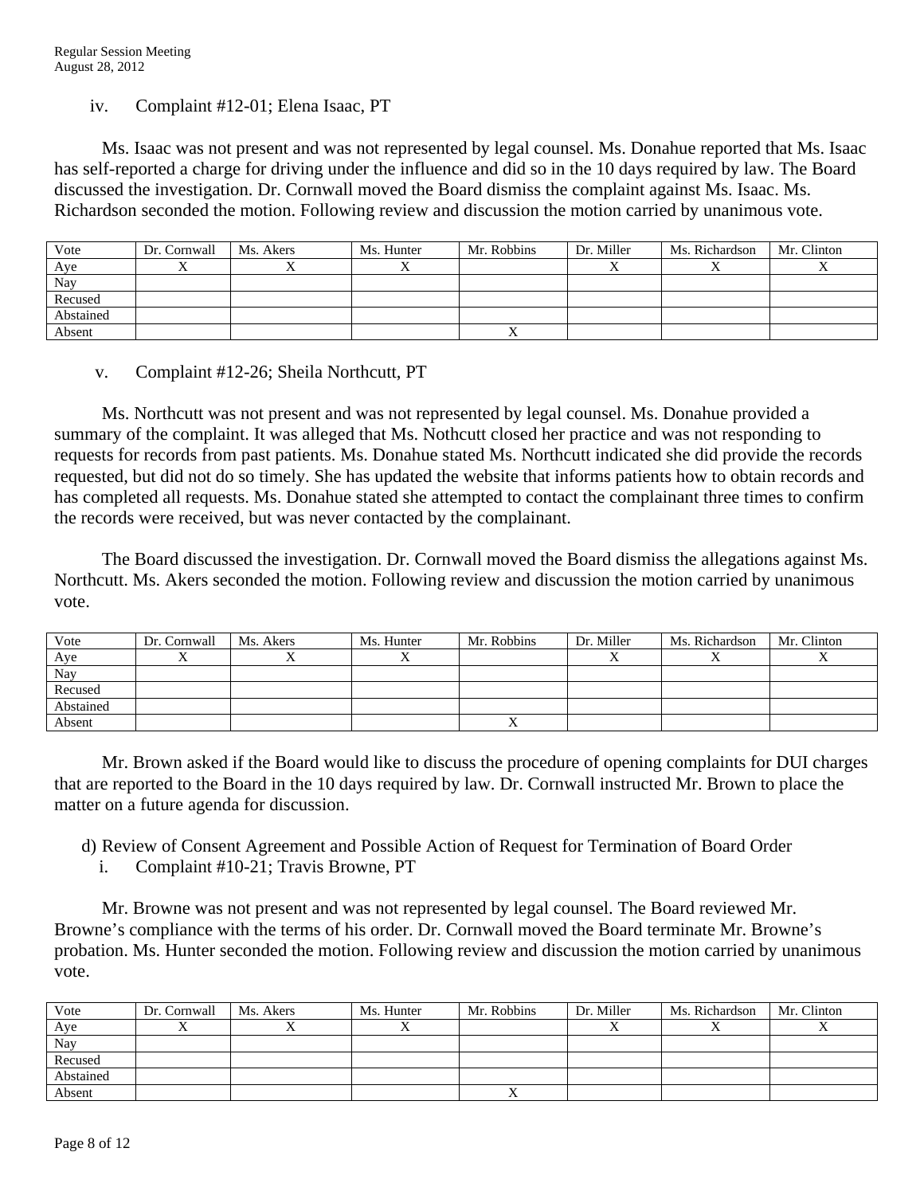iv. Complaint #12-01; Elena Isaac, PT

Ms. Isaac was not present and was not represented by legal counsel. Ms. Donahue reported that Ms. Isaac has self-reported a charge for driving under the influence and did so in the 10 days required by law. The Board discussed the investigation. Dr. Cornwall moved the Board dismiss the complaint against Ms. Isaac. Ms. Richardson seconded the motion. Following review and discussion the motion carried by unanimous vote.

| Vote | Dr. Cornwall | Ms. Akers | Ms. Hunter | Mr. Robbins | Dr. Miller | Ms. Richardson | Mr. Clinton |
|---|---|---|---|---|---|---|---|
| Aye | X | X | X | | X | X | X |
| Nay | | | | | | | |
| Recused | | | | | | | |
| Abstained | | | | | | | |
| Absent | | | | X | | | |

v. Complaint #12-26; Sheila Northcutt, PT

Ms. Northcutt was not present and was not represented by legal counsel. Ms. Donahue provided a summary of the complaint. It was alleged that Ms. Nothcutt closed her practice and was not responding to requests for records from past patients. Ms. Donahue stated Ms. Northcutt indicated she did provide the records requested, but did not do so timely. She has updated the website that informs patients how to obtain records and has completed all requests. Ms. Donahue stated she attempted to contact the complainant three times to confirm the records were received, but was never contacted by the complainant.

The Board discussed the investigation. Dr. Cornwall moved the Board dismiss the allegations against Ms. Northcutt. Ms. Akers seconded the motion. Following review and discussion the motion carried by unanimous vote.

| Vote | Dr. Cornwall | Ms. Akers | Ms. Hunter | Mr. Robbins | Dr. Miller | Ms. Richardson | Mr. Clinton |
|---|---|---|---|---|---|---|---|
| Aye | X | X | X | | X | X | X |
| Nay | | | | | | | |
| Recused | | | | | | | |
| Abstained | | | | | | | |
| Absent | | | | X | | | |

Mr. Brown asked if the Board would like to discuss the procedure of opening complaints for DUI charges that are reported to the Board in the 10 days required by law. Dr. Cornwall instructed Mr. Brown to place the matter on a future agenda for discussion.

d) Review of Consent Agreement and Possible Action of Request for Termination of Board Order

i. Complaint #10-21; Travis Browne, PT

Mr. Browne was not present and was not represented by legal counsel. The Board reviewed Mr. Browne's compliance with the terms of his order. Dr. Cornwall moved the Board terminate Mr. Browne's probation. Ms. Hunter seconded the motion. Following review and discussion the motion carried by unanimous vote.

| Vote | Dr. Cornwall | Ms. Akers | Ms. Hunter | Mr. Robbins | Dr. Miller | Ms. Richardson | Mr. Clinton |
|---|---|---|---|---|---|---|---|
| Aye | X | X | X | | X | X | X |
| Nay | | | | | | | |
| Recused | | | | | | | |
| Abstained | | | | | | | |
| Absent | | | | X | | | |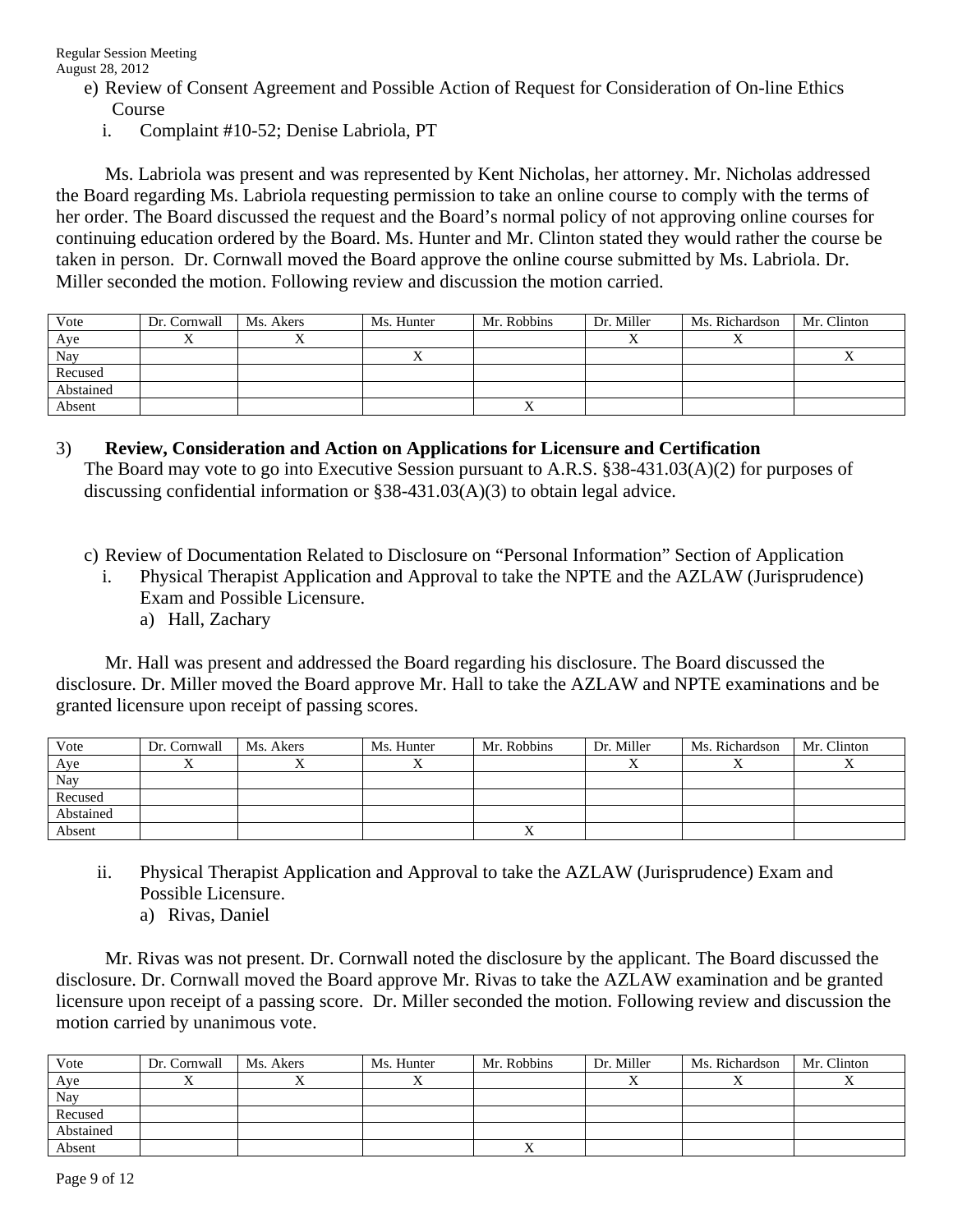e) Review of Consent Agreement and Possible Action of Request for Consideration of On-line Ethics Course

i. Complaint #10-52; Denise Labriola, PT

Ms. Labriola was present and was represented by Kent Nicholas, her attorney. Mr. Nicholas addressed the Board regarding Ms. Labriola requesting permission to take an online course to comply with the terms of her order. The Board discussed the request and the Board's normal policy of not approving online courses for continuing education ordered by the Board. Ms. Hunter and Mr. Clinton stated they would rather the course be taken in person. Dr. Cornwall moved the Board approve the online course submitted by Ms. Labriola. Dr. Miller seconded the motion. Following review and discussion the motion carried.

| Vote | Dr. Cornwall | Ms. Akers | Ms. Hunter | Mr. Robbins | Dr. Miller | Ms. Richardson | Mr. Clinton |
|---|---|---|---|---|---|---|---|
| Aye | X | X | | | X | X | |
| Nay | | | X | | | | X |
| Recused | | | | | | | |
| Abstained | | | | | | | |
| Absent | | | | X | | | |

3) **Review, Consideration and Action on Applications for Licensure and Certification**

The Board may vote to go into Executive Session pursuant to A.R.S. §38-431.03(A)(2) for purposes of discussing confidential information or §38-431.03(A)(3) to obtain legal advice.

c) Review of Documentation Related to Disclosure on "Personal Information" Section of Application

i. Physical Therapist Application and Approval to take the NPTE and the AZLAW (Jurisprudence) Exam and Possible Licensure.

a) Hall, Zachary

Mr. Hall was present and addressed the Board regarding his disclosure. The Board discussed the disclosure. Dr. Miller moved the Board approve Mr. Hall to take the AZLAW and NPTE examinations and be granted licensure upon receipt of passing scores.

| Vote | Dr. Cornwall | Ms. Akers | Ms. Hunter | Mr. Robbins | Dr. Miller | Ms. Richardson | Mr. Clinton |
|---|---|---|---|---|---|---|---|
| Aye | X | X | X | | X | X | X |
| Nay | | | | | | | |
| Recused | | | | | | | |
| Abstained | | | | | | | |
| Absent | | | | X | | | |

ii. Physical Therapist Application and Approval to take the AZLAW (Jurisprudence) Exam and Possible Licensure.

a) Rivas, Daniel

Mr. Rivas was not present. Dr. Cornwall noted the disclosure by the applicant. The Board discussed the disclosure. Dr. Cornwall moved the Board approve Mr. Rivas to take the AZLAW examination and be granted licensure upon receipt of a passing score. Dr. Miller seconded the motion. Following review and discussion the motion carried by unanimous vote.

| Vote | Dr. Cornwall | Ms. Akers | Ms. Hunter | Mr. Robbins | Dr. Miller | Ms. Richardson | Mr. Clinton |
|---|---|---|---|---|---|---|---|
| Aye | X | X | X | | X | X | X |
| Nay | | | | | | | |
| Recused | | | | | | | |
| Abstained | | | | | | | |
| Absent | | | | X | | | |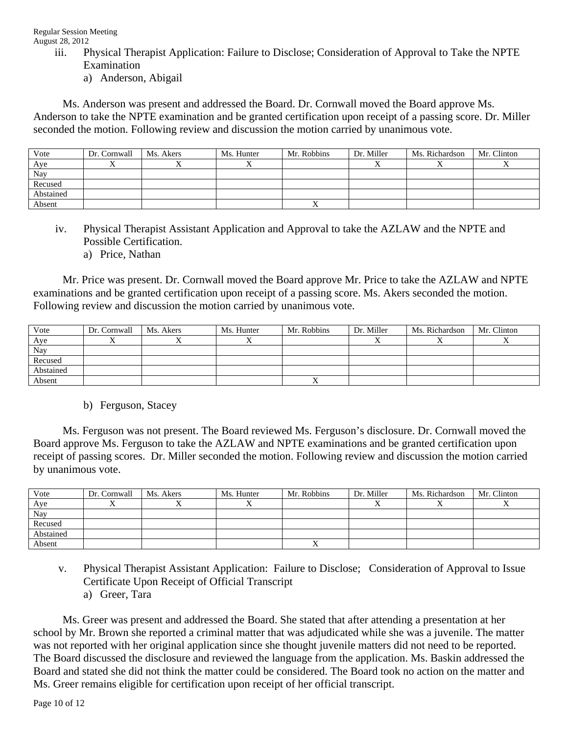iii. Physical Therapist Application: Failure to Disclose; Consideration of Approval to Take the NPTE Examination

a) Anderson, Abigail

Ms. Anderson was present and addressed the Board. Dr. Cornwall moved the Board approve Ms. Anderson to take the NPTE examination and be granted certification upon receipt of a passing score. Dr. Miller seconded the motion. Following review and discussion the motion carried by unanimous vote.

| Vote | Dr. Cornwall | Ms. Akers | Ms. Hunter | Mr. Robbins | Dr. Miller | Ms. Richardson | Mr. Clinton |
|---|---|---|---|---|---|---|---|
| Aye | X | X | X | | X | X | X |
| Nay | | | | | | | |
| Recused | | | | | | | |
| Abstained | | | | | | | |
| Absent | | | | X | | | |

iv. Physical Therapist Assistant Application and Approval to take the AZLAW and the NPTE and Possible Certification.

a) Price, Nathan

Mr. Price was present. Dr. Cornwall moved the Board approve Mr. Price to take the AZLAW and NPTE examinations and be granted certification upon receipt of a passing score. Ms. Akers seconded the motion. Following review and discussion the motion carried by unanimous vote.

| Vote | Dr. Cornwall | Ms. Akers | Ms. Hunter | Mr. Robbins | Dr. Miller | Ms. Richardson | Mr. Clinton |
|---|---|---|---|---|---|---|---|
| Aye | X | X | X | | X | X | X |
| Nay | | | | | | | |
| Recused | | | | | | | |
| Abstained | | | | | | | |
| Absent | | | | X | | | |

b) Ferguson, Stacey

Ms. Ferguson was not present. The Board reviewed Ms. Ferguson's disclosure. Dr. Cornwall moved the Board approve Ms. Ferguson to take the AZLAW and NPTE examinations and be granted certification upon receipt of passing scores. Dr. Miller seconded the motion. Following review and discussion the motion carried by unanimous vote.

| Vote | Dr. Cornwall | Ms. Akers | Ms. Hunter | Mr. Robbins | Dr. Miller | Ms. Richardson | Mr. Clinton |
|---|---|---|---|---|---|---|---|
| Aye | X | X | X | | X | X | X |
| Nay | | | | | | | |
| Recused | | | | | | | |
| Abstained | | | | | | | |
| Absent | | | | X | | | |

v. Physical Therapist Assistant Application: Failure to Disclose; Consideration of Approval to Issue Certificate Upon Receipt of Official Transcript

a) Greer, Tara

Ms. Greer was present and addressed the Board. She stated that after attending a presentation at her school by Mr. Brown she reported a criminal matter that was adjudicated while she was a juvenile. The matter was not reported with her original application since she thought juvenile matters did not need to be reported. The Board discussed the disclosure and reviewed the language from the application. Ms. Baskin addressed the Board and stated she did not think the matter could be considered. The Board took no action on the matter and Ms. Greer remains eligible for certification upon receipt of her official transcript.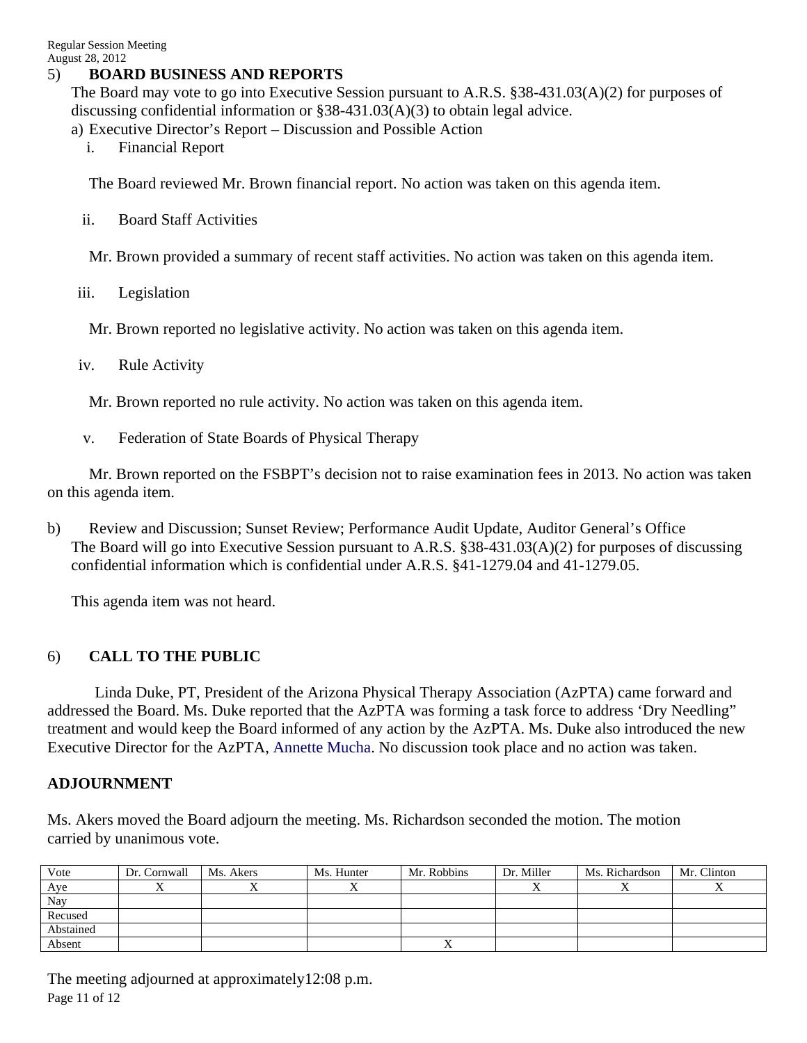5) **BOARD BUSINESS AND REPORTS**

The Board may vote to go into Executive Session pursuant to A.R.S. §38-431.03(A)(2) for purposes of discussing confidential information or §38-431.03(A)(3) to obtain legal advice.

a) Executive Director's Report – Discussion and Possible Action

i. Financial Report

The Board reviewed Mr. Brown financial report. No action was taken on this agenda item.

ii. Board Staff Activities

Mr. Brown provided a summary of recent staff activities. No action was taken on this agenda item.

iii. Legislation

Mr. Brown reported no legislative activity. No action was taken on this agenda item.

iv. Rule Activity

Mr. Brown reported no rule activity. No action was taken on this agenda item.

v. Federation of State Boards of Physical Therapy

Mr. Brown reported on the FSBPT's decision not to raise examination fees in 2013. No action was taken on this agenda item.

b) Review and Discussion; Sunset Review; Performance Audit Update, Auditor General's Office

The Board will go into Executive Session pursuant to A.R.S. §38-431.03(A)(2) for purposes of discussing confidential information which is confidential under A.R.S. §41-1279.04 and 41-1279.05.

This agenda item was not heard.

6) **CALL TO THE PUBLIC**

Linda Duke, PT, President of the Arizona Physical Therapy Association (AzPTA) came forward and addressed the Board. Ms. Duke reported that the AzPTA was forming a task force to address 'Dry Needling" treatment and would keep the Board informed of any action by the AzPTA. Ms. Duke also introduced the new Executive Director for the AzPTA, Annette Mucha. No discussion took place and no action was taken.

**ADJOURNMENT**

Ms. Akers moved the Board adjourn the meeting. Ms. Richardson seconded the motion. The motion carried by unanimous vote.

| Vote | Dr. Cornwall | Ms. Akers | Ms. Hunter | Mr. Robbins | Dr. Miller | Ms. Richardson | Mr. Clinton |
|---|---|---|---|---|---|---|---|
| Aye | X | X | X | | X | X | X |
| Nay | | | | | | | |
| Recused | | | | | | | |
| Abstained | | | | | | | |
| Absent | | | | X | | | |

The meeting adjourned at approximately12:08 p.m.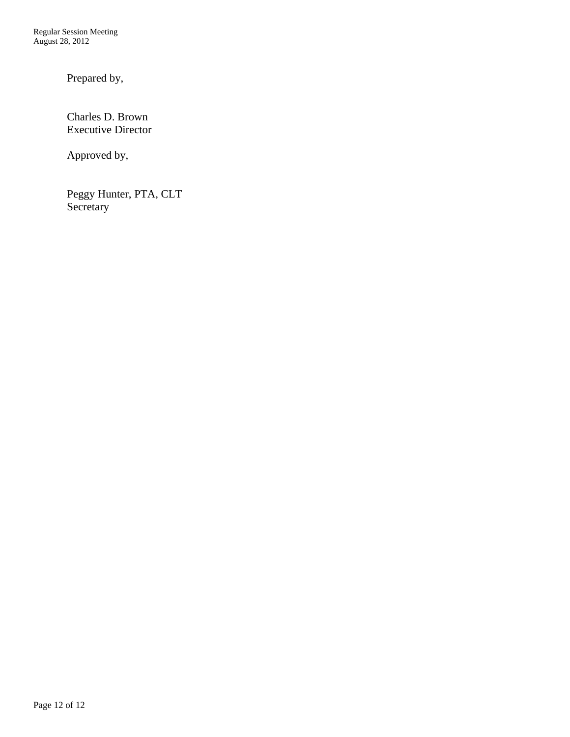Prepared by,

Charles D. Brown  
Executive Director

Approved by,

Peggy Hunter, PTA, CLT  
Secretary